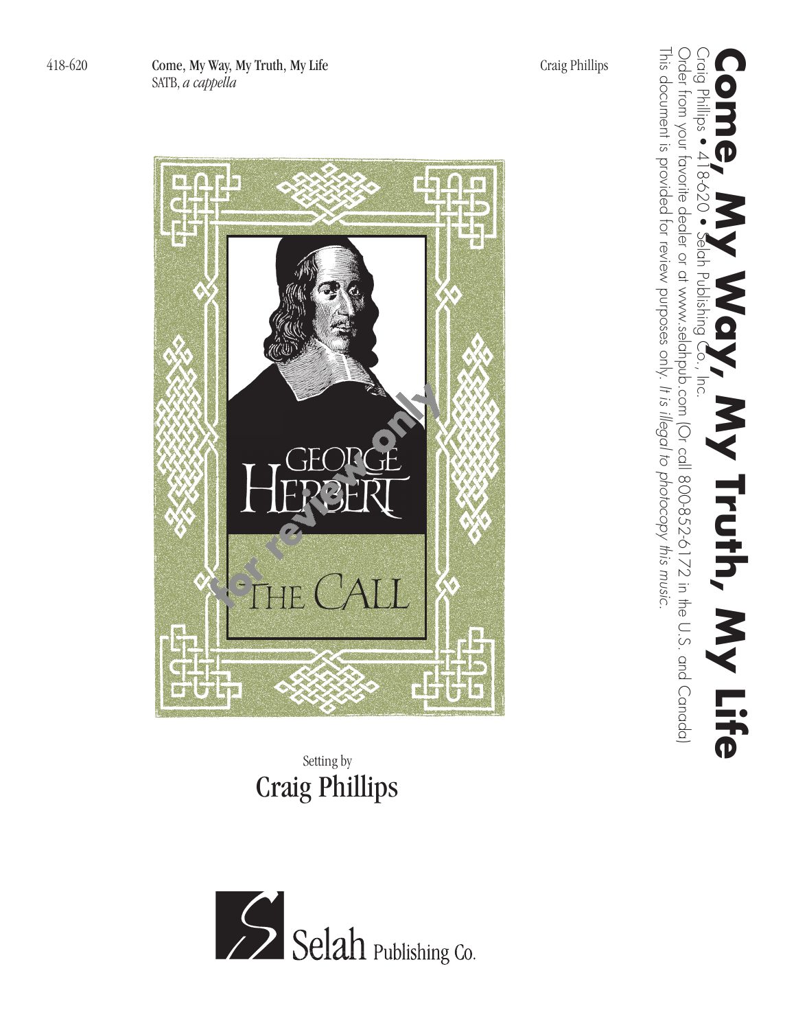418-620 **Come, My Way, My Truth, My Life** Craig Phillips
SATB, *a cappella*

# Come, My Way, My Truth, My Life

Craig Phillips • 418-620 • Selah Publishing Co., Inc.

Order from your favorite dealer or at www.selahpub.com (Or call 800-852-6172 in the U.S. and Canada)

This document is provided for review purposes only. *It is illegal to photocopy this music.*

GEORGE HERBERT

THE CALL

for review only

Setting by

## Craig Phillips

Selah Publishing Co.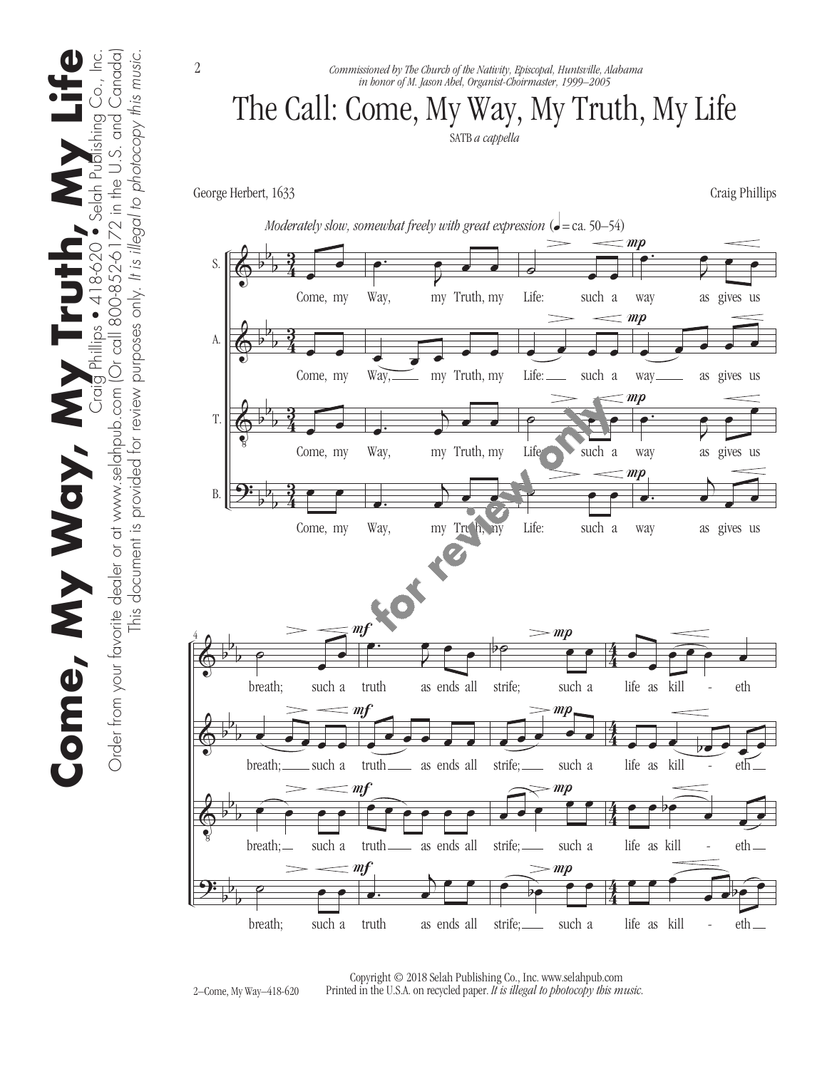*Commissioned by The Church of the Nativity, Episcopal, Huntsville, Alabama*
*in honor of M. Jason Abel, Organist-Choirmaster, 1999–2005*

# The Call: Come, My Way, My Truth, My Life

SATB *a cappella*

George Herbert, 1633

Craig Phillips

*Moderately slow, somewhat freely with great expression* (♩ = ca. 50–54)

Come, my Way, my Truth, my Life: such a way as gives us breath; such a truth as ends all strife; such a life as kill - eth

Copyright © 2018 Selah Publishing Co., Inc. www.selahpub.com
Printed in the U.S.A. on recycled paper. *It is illegal to photocopy this music.*

2–Come, My Way–418-620

**Come, My Way, My Truth, My Life** Craig Phillips • 418-620 • Selah Publishing Co., Inc.
Order from your favorite dealer or at www.selahpub.com (Or call 800-852-6172 in the U.S. and Canada)
This document is provided for review purposes only. *It is illegal to photocopy this music.*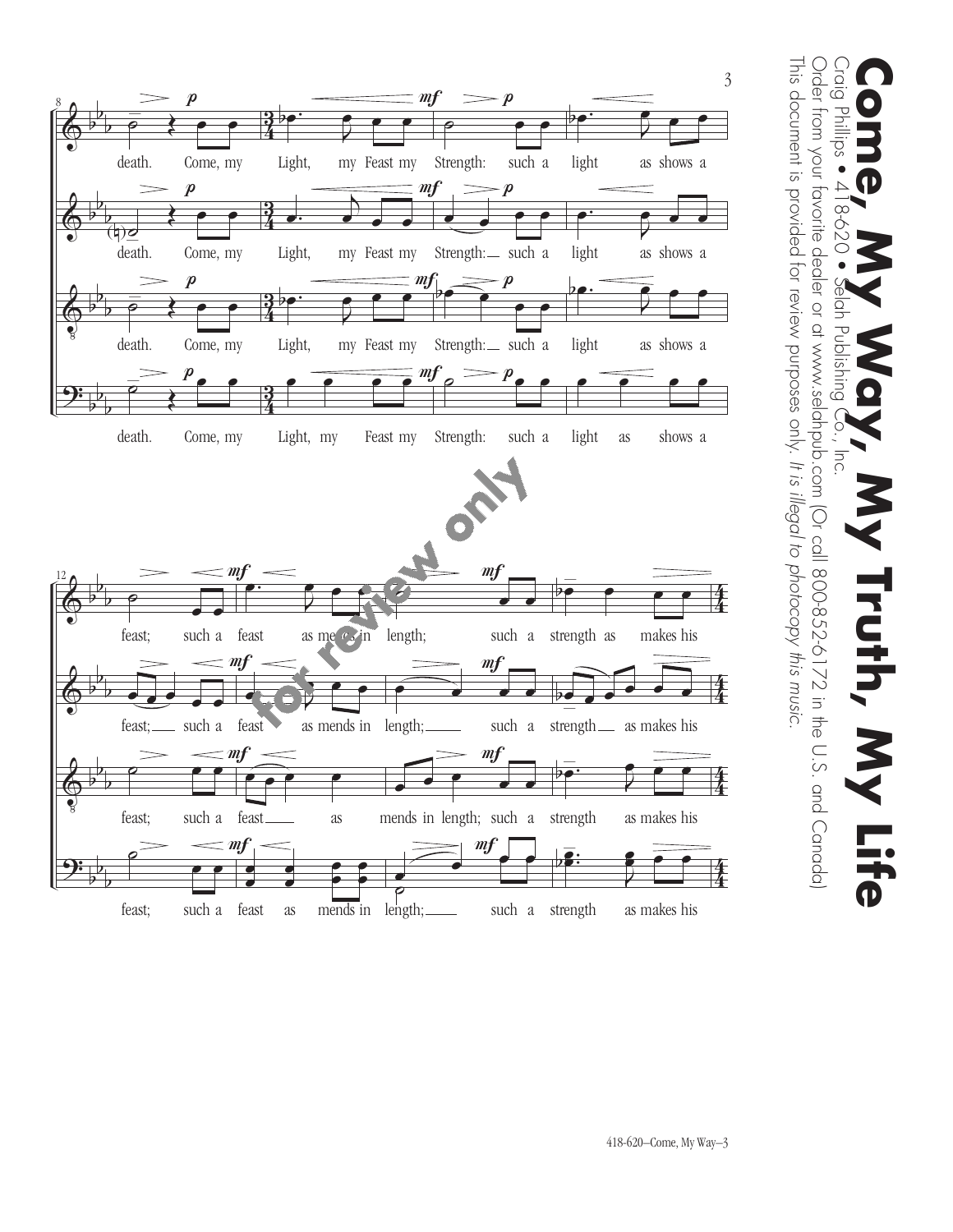**Come, My Way, My Truth, My Life**

Craig Phillips • 418-620 • Selah Publishing Co., Inc.

Order from your favorite dealer or at www.selahpub.com (Or call 800-852-6172 in the U.S. and Canada)

This document is provided for review purposes only. *It is illegal to photocopy this music.*

death. Come, my Light, my Feast my Strength: such a light as shows a

feast; such a feast as mends in length; such a strength as makes his

for review only

418-620–Come, My Way–3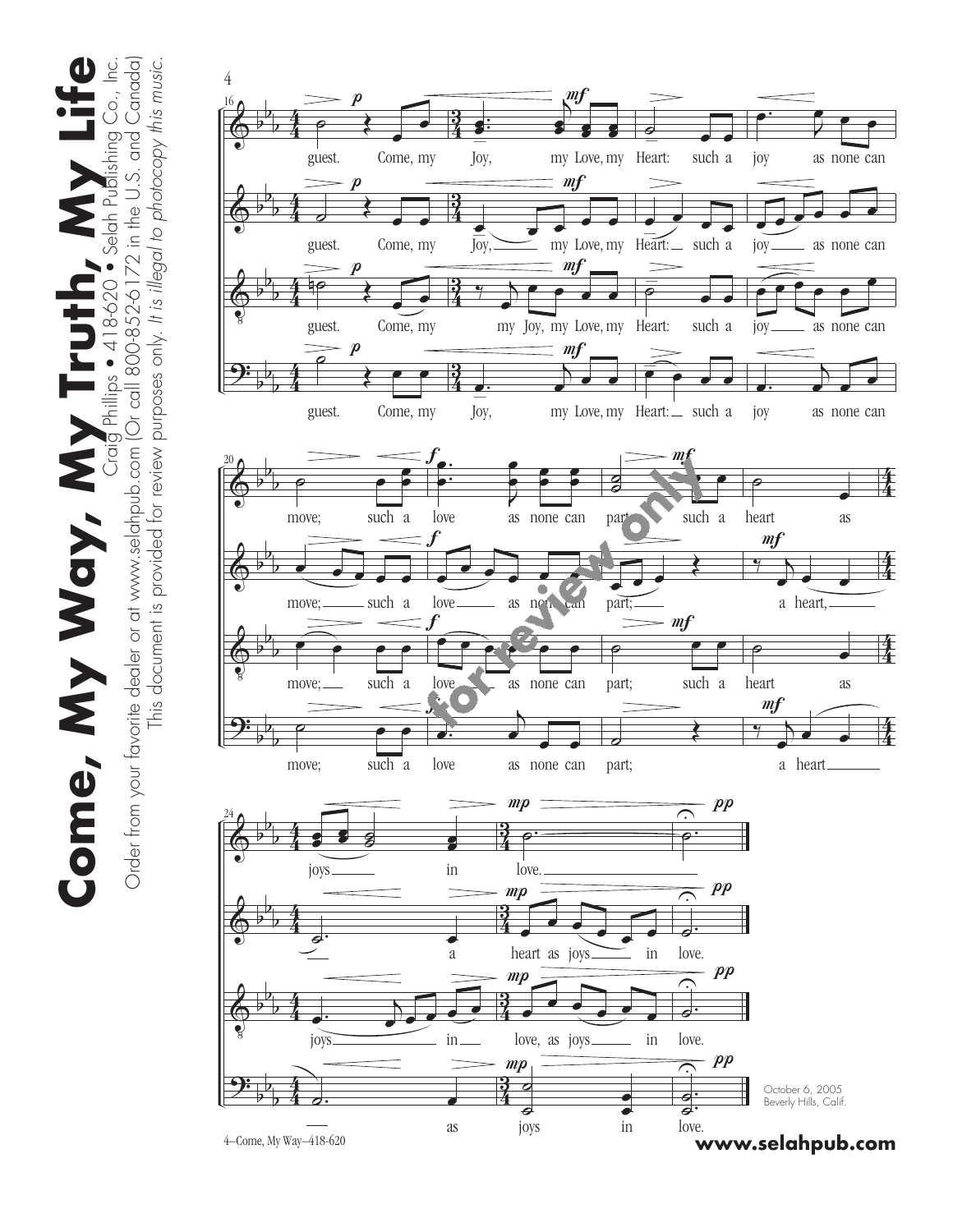**Come, My Way, My Truth, My Life**

Craig Phillips • 418-620 • Selah Publishing Co., Inc.

Order from your favorite dealer or at www.selahpub.com (Or call 800-852-6172 in the U.S. and Canada)

This document is provided for review purposes only. *It is illegal to photocopy this music.*

guest. Come, my Joy, my Love, my Heart: such a joy as none can move; such a love as none can part; such a heart as joys in love.

guest. Come, my Joy, my Love, my Heart: such a joy as none can move; such a love as none can part; a heart, a heart as joys in love.

guest. Come, my Joy, my Love, my Heart: such a joy as none can move; such a love as none can part; such a heart as joys in love, as joys in love.

guest. Come, my Joy, my Love, my Heart: such a joy as none can move; such a love as none can part; a heart as joys in love.

for review only

October 6, 2005
Beverly Hills, Calif.

4—Come, My Way—418-620

**www.selahpub.com**